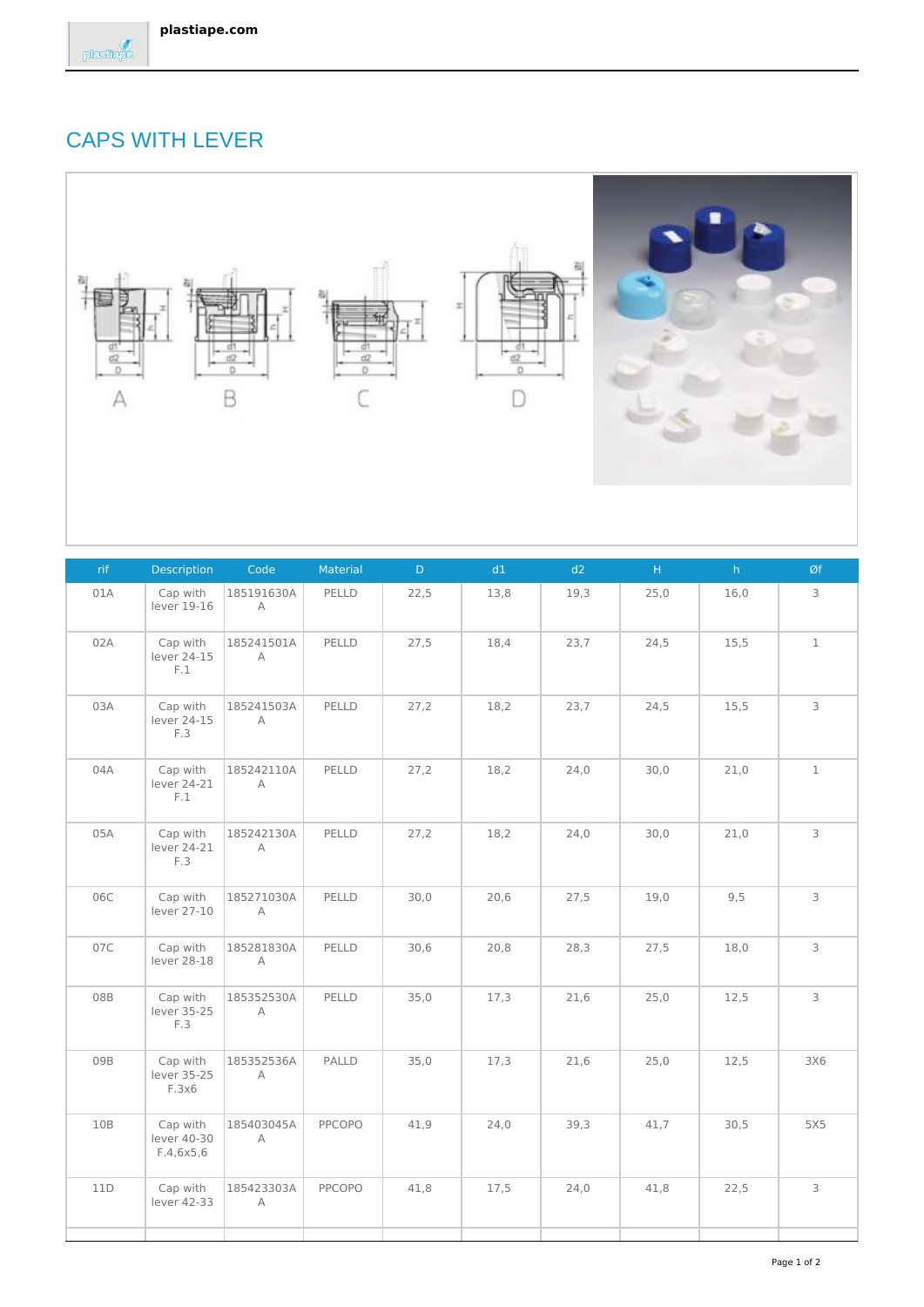# CAPS WITH LEVER

| rif | Description | Code | Material | D | d1 | d2 | H | h | Øf |
|---|---|---|---|---|---|---|---|---|---|
| 01A | Cap with lever 19-16 | 185191630A A | PELLD | 22,5 | 13,8 | 19,3 | 25,0 | 16,0 | 3 |
| 02A | Cap with lever 24-15 F.1 | 185241501A A | PELLD | 27,5 | 18,4 | 23,7 | 24,5 | 15,5 | 1 |
| 03A | Cap with lever 24-15 F.3 | 185241503A A | PELLD | 27,2 | 18,2 | 23,7 | 24,5 | 15,5 | 3 |
| 04A | Cap with lever 24-21 F.1 | 185242110A A | PELLD | 27,2 | 18,2 | 24,0 | 30,0 | 21,0 | 1 |
| 05A | Cap with lever 24-21 F.3 | 185242130A A | PELLD | 27,2 | 18,2 | 24,0 | 30,0 | 21,0 | 3 |
| 06C | Cap with lever 27-10 | 185271030A A | PELLD | 30,0 | 20,6 | 27,5 | 19,0 | 9,5 | 3 |
| 07C | Cap with lever 28-18 | 185281830A A | PELLD | 30,6 | 20,8 | 28,3 | 27,5 | 18,0 | 3 |
| 08B | Cap with lever 35-25 F.3 | 185352530A A | PELLD | 35,0 | 17,3 | 21,6 | 25,0 | 12,5 | 3 |
| 09B | Cap with lever 35-25 F.3x6 | 185352536A A | PALLD | 35,0 | 17,3 | 21,6 | 25,0 | 12,5 | 3X6 |
| 10B | Cap with lever 40-30 F.4,6x5,6 | 185403045A A | PPCOPO | 41,9 | 24,0 | 39,3 | 41,7 | 30,5 | 5X5 |
| 11D | Cap with lever 42-33 | 185423303A A | PPCOPO | 41,8 | 17,5 | 24,0 | 41,8 | 22,5 | 3 |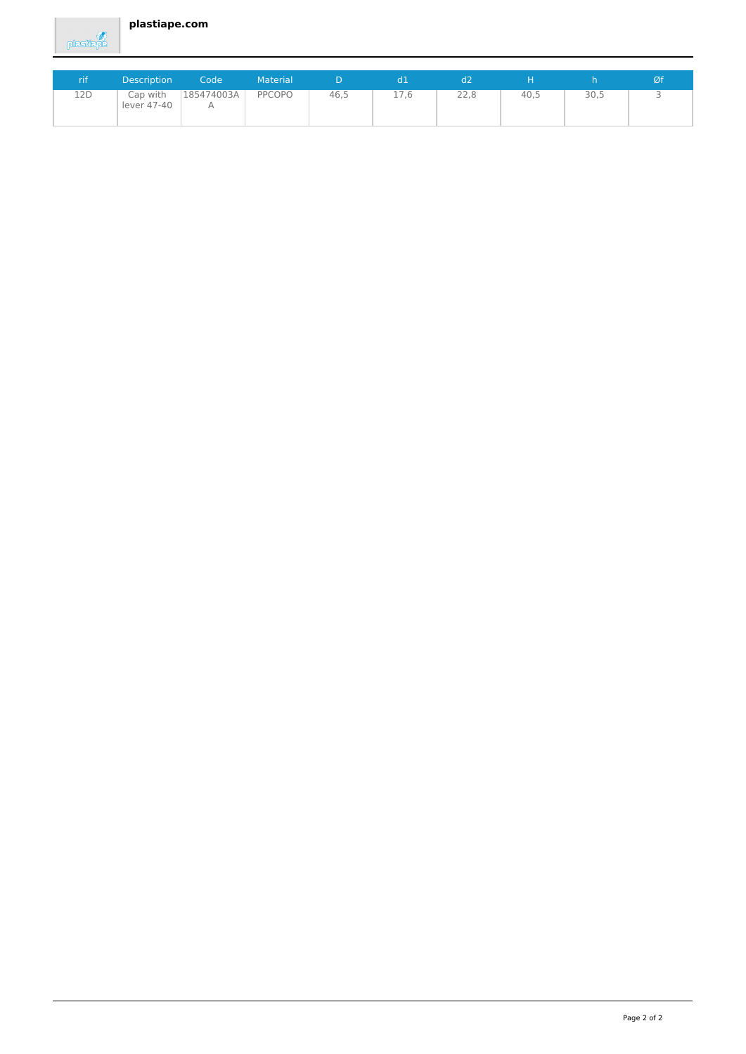| rif | Description | Code | Material | D | d1 | d2 | H | h | Øf |
|---|---|---|---|---|---|---|---|---|---|
| 12D | Cap with lever 47-40 | 185474003AA | PPCOPO | 46,5 | 17,6 | 22,8 | 40,5 | 30,5 | 3 |